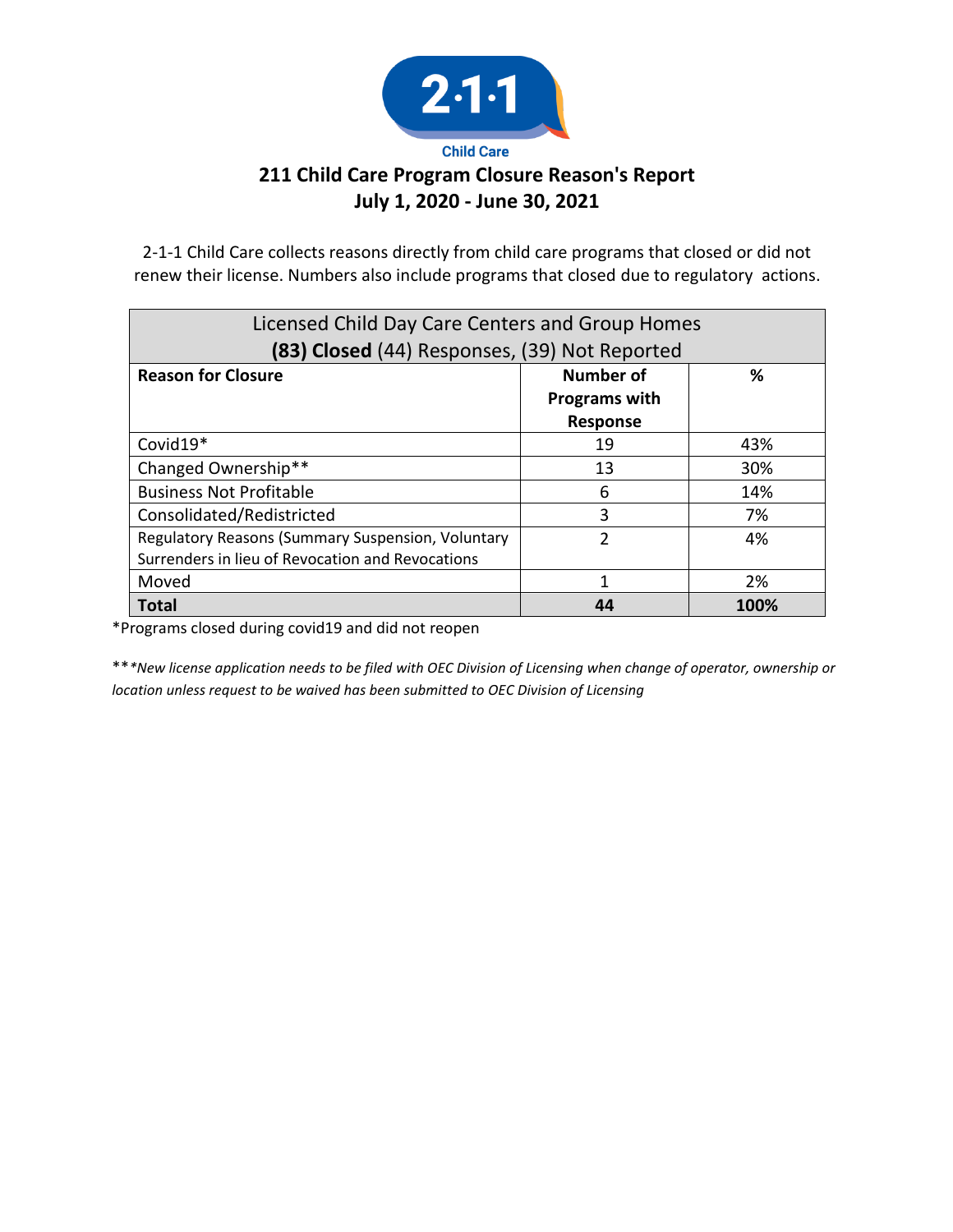2·1·1

Child Care

# 211 Child Care Program Closure Reason's Report
## July 1, 2020 - June 30, 2021

2-1-1 Child Care collects reasons directly from child care programs that closed or did not renew their license. Numbers also include programs that closed due to regulatory actions.

| Licensed Child Day Care Centers and Group Homes **(83) Closed** (44) Responses, (39) Not Reported | | |
|---|---|---|
| **Reason for Closure** | **Number of Programs with Response** | **%** |
| Covid19* | 19 | 43% |
| Changed Ownership** | 13 | 30% |
| Business Not Profitable | 6 | 14% |
| Consolidated/Redistricted | 3 | 7% |
| Regulatory Reasons (Summary Suspension, Voluntary Surrenders in lieu of Revocation and Revocations | 2 | 4% |
| Moved | 1 | 2% |
| **Total** | **44** | **100%** |

*Programs closed during covid19 and did not reopen

***New license application needs to be filed with OEC Division of Licensing when change of operator, ownership or location unless request to be waived has been submitted to OEC Division of Licensing*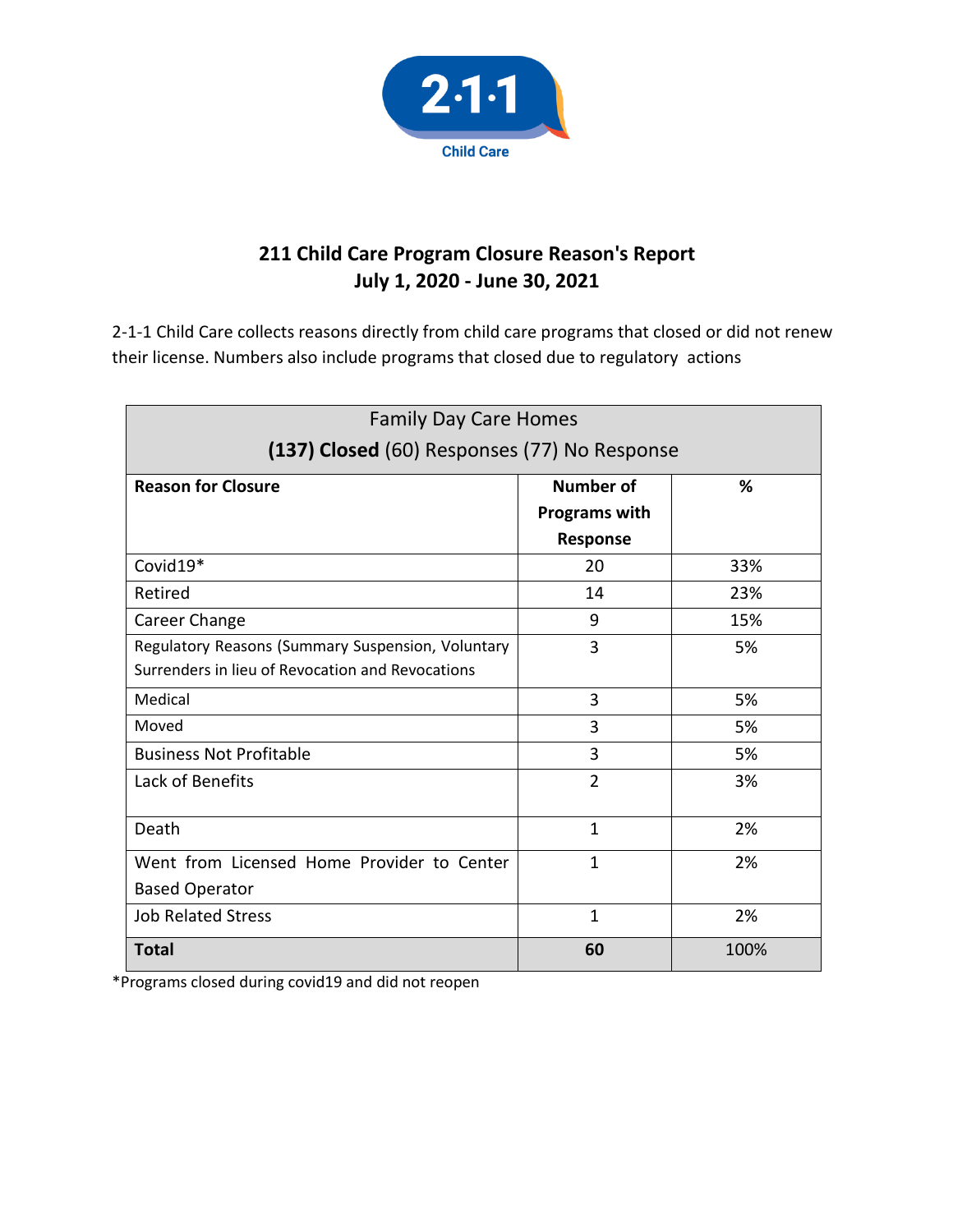2·1·1

Child Care

# 211 Child Care Program Closure Reason's Report
## July 1, 2020 - June 30, 2021

2-1-1 Child Care collects reasons directly from child care programs that closed or did not renew their license. Numbers also include programs that closed due to regulatory actions

| Family Day Care Homes<br>**(137) Closed** (60) Responses (77) No Response | | |
|---|---|---|
| **Reason for Closure** | **Number of Programs with Response** | **%** |
| Covid19* | 20 | 33% |
| Retired | 14 | 23% |
| Career Change | 9 | 15% |
| Regulatory Reasons (Summary Suspension, Voluntary Surrenders in lieu of Revocation and Revocations | 3 | 5% |
| Medical | 3 | 5% |
| Moved | 3 | 5% |
| Business Not Profitable | 3 | 5% |
| Lack of Benefits | 2 | 3% |
| Death | 1 | 2% |
| Went from Licensed Home Provider to Center Based Operator | 1 | 2% |
| Job Related Stress | 1 | 2% |
| **Total** | **60** | 100% |

*Programs closed during covid19 and did not reopen